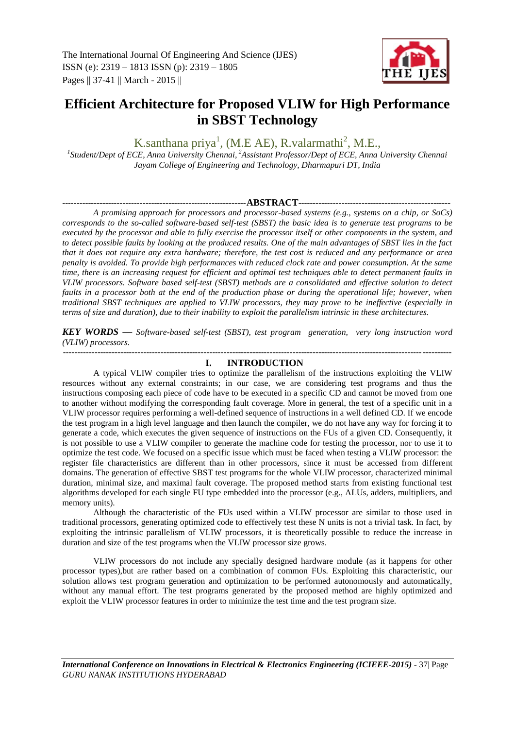# Efficient Architecture for Proposed VLIW for High Performance in SBST Technology

K.santhana priya[1], (M.E AE), R.valarmathi[2], M.E.,

[1]*Student/Dept of ECE, Anna University Chennai,* [2]*Assistant Professor/Dept of ECE, Anna University Chennai Jayam College of Engineering and Technology, Dharmapuri DT, India*

## ABSTRACT

*A promising approach for processors and processor-based systems (e.g., systems on a chip, or SoCs) corresponds to the so-called software-based self-test (SBST) the basic idea is to generate test programs to be executed by the processor and able to fully exercise the processor itself or other components in the system, and to detect possible faults by looking at the produced results. One of the main advantages of SBST lies in the fact that it does not require any extra hardware; therefore, the test cost is reduced and any performance or area penalty is avoided. To provide high performances with reduced clock rate and power consumption. At the same time, there is an increasing request for efficient and optimal test techniques able to detect permanent faults in VLIW processors. Software based self-test (SBST) methods are a consolidated and effective solution to detect faults in a processor both at the end of the production phase or during the operational life; however, when traditional SBST techniques are applied to VLIW processors, they may prove to be ineffective (especially in terms of size and duration), due to their inability to exploit the parallelism intrinsic in these architectures.*

***KEY WORDS*** *— Software-based self-test (SBST), test program generation, very long instruction word (VLIW) processors.*

## I. INTRODUCTION

A typical VLIW compiler tries to optimize the parallelism of the instructions exploiting the VLIW resources without any external constraints; in our case, we are considering test programs and thus the instructions composing each piece of code have to be executed in a specific CD and cannot be moved from one to another without modifying the corresponding fault coverage. More in general, the test of a specific unit in a VLIW processor requires performing a well-defined sequence of instructions in a well defined CD. If we encode the test program in a high level language and then launch the compiler, we do not have any way for forcing it to generate a code, which executes the given sequence of instructions on the FUs of a given CD. Consequently, it is not possible to use a VLIW compiler to generate the machine code for testing the processor, nor to use it to optimize the test code. We focused on a specific issue which must be faced when testing a VLIW processor: the register file characteristics are different than in other processors, since it must be accessed from different domains. The generation of effective SBST test programs for the whole VLIW processor, characterized minimal duration, minimal size, and maximal fault coverage. The proposed method starts from existing functional test algorithms developed for each single FU type embedded into the processor (e.g., ALUs, adders, multipliers, and memory units).

Although the characteristic of the FUs used within a VLIW processor are similar to those used in traditional processors, generating optimized code to effectively test these N units is not a trivial task. In fact, by exploiting the intrinsic parallelism of VLIW processors, it is theoretically possible to reduce the increase in duration and size of the test programs when the VLIW processor size grows.

VLIW processors do not include any specially designed hardware module (as it happens for other processor types),but are rather based on a combination of common FUs. Exploiting this characteristic, our solution allows test program generation and optimization to be performed autonomously and automatically, without any manual effort. The test programs generated by the proposed method are highly optimized and exploit the VLIW processor features in order to minimize the test time and the test program size.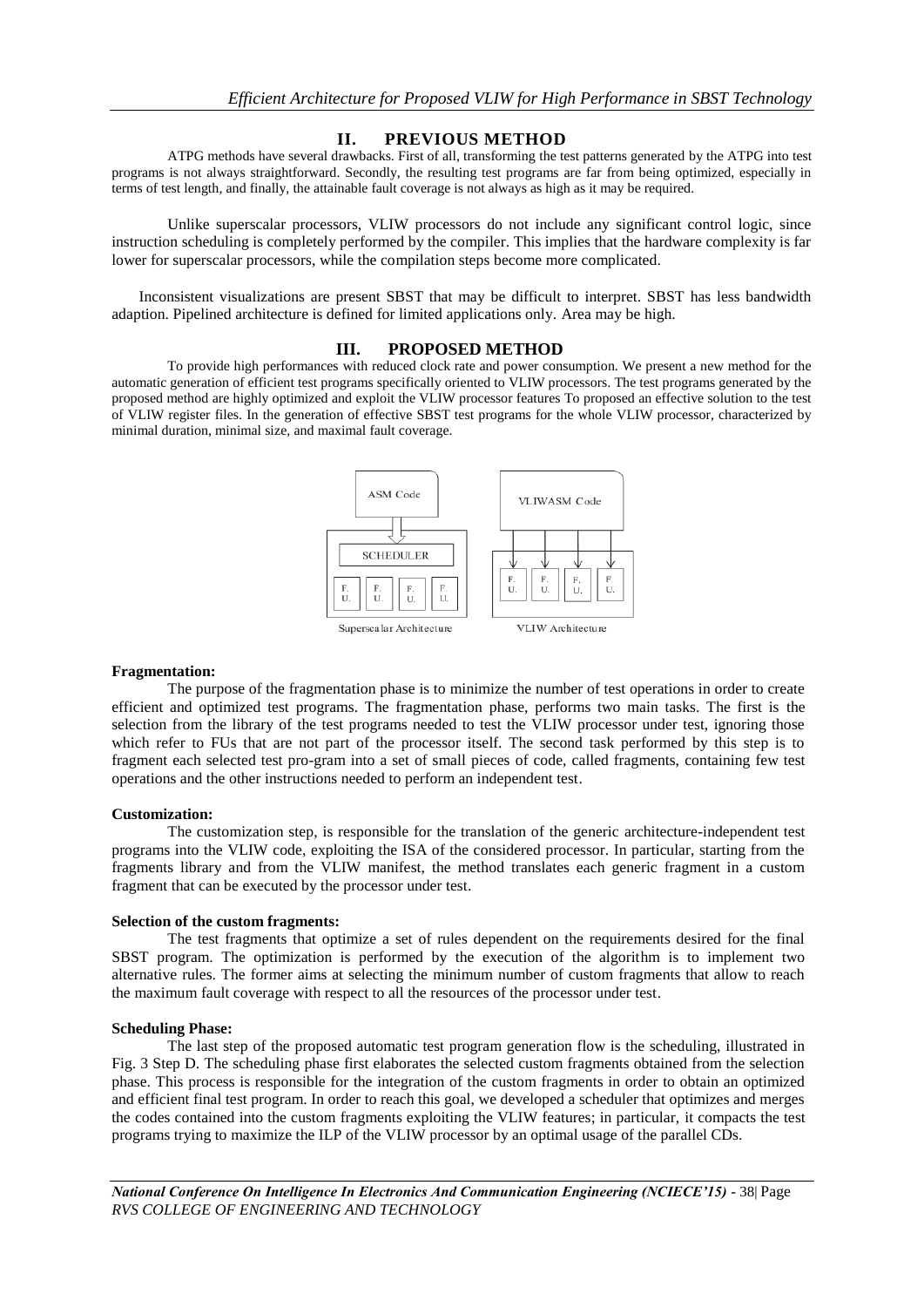## II. PREVIOUS METHOD

ATPG methods have several drawbacks. First of all, transforming the test patterns generated by the ATPG into test programs is not always straightforward. Secondly, the resulting test programs are far from being optimized, especially in terms of test length, and finally, the attainable fault coverage is not always as high as it may be required.

Unlike superscalar processors, VLIW processors do not include any significant control logic, since instruction scheduling is completely performed by the compiler. This implies that the hardware complexity is far lower for superscalar processors, while the compilation steps become more complicated.

Inconsistent visualizations are present SBST that may be difficult to interpret. SBST has less bandwidth adaption. Pipelined architecture is defined for limited applications only. Area may be high.

## III. PROPOSED METHOD

To provide high performances with reduced clock rate and power consumption. We present a new method for the automatic generation of efficient test programs specifically oriented to VLIW processors. The test programs generated by the proposed method are highly optimized and exploit the VLIW processor features To proposed an effective solution to the test of VLIW register files. In the generation of effective SBST test programs for the whole VLIW processor, characterized by minimal duration, minimal size, and maximal fault coverage.

ASM Code → SCHEDULER → F.U. F.U. F.U. F.U.

Superscalar Architecture

VLIWASM Code → F.U. F.U. F.U. F.U.

VLIW Architecture

**Fragmentation:**

The purpose of the fragmentation phase is to minimize the number of test operations in order to create efficient and optimized test programs. The fragmentation phase, performs two main tasks. The first is the selection from the library of the test programs needed to test the VLIW processor under test, ignoring those which refer to FUs that are not part of the processor itself. The second task performed by this step is to fragment each selected test pro-gram into a set of small pieces of code, called fragments, containing few test operations and the other instructions needed to perform an independent test.

**Customization:**

The customization step, is responsible for the translation of the generic architecture-independent test programs into the VLIW code, exploiting the ISA of the considered processor. In particular, starting from the fragments library and from the VLIW manifest, the method translates each generic fragment in a custom fragment that can be executed by the processor under test.

**Selection of the custom fragments:**

The test fragments that optimize a set of rules dependent on the requirements desired for the final SBST program. The optimization is performed by the execution of the algorithm is to implement two alternative rules. The former aims at selecting the minimum number of custom fragments that allow to reach the maximum fault coverage with respect to all the resources of the processor under test.

**Scheduling Phase:**

The last step of the proposed automatic test program generation flow is the scheduling, illustrated in Fig. 3 Step D. The scheduling phase first elaborates the selected custom fragments obtained from the selection phase. This process is responsible for the integration of the custom fragments in order to obtain an optimized and efficient final test program. In order to reach this goal, we developed a scheduler that optimizes and merges the codes contained into the custom fragments exploiting the VLIW features; in particular, it compacts the test programs trying to maximize the ILP of the VLIW processor by an optimal usage of the parallel CDs.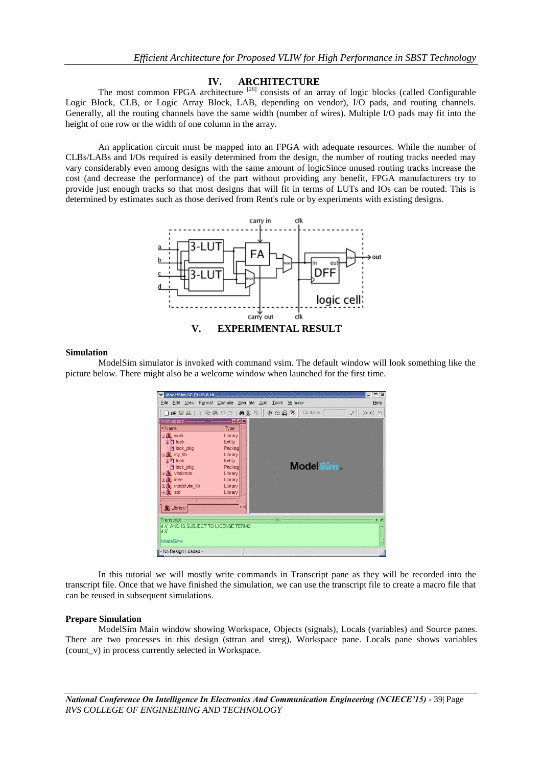## IV. ARCHITECTURE

The most common FPGA architecture [26] consists of an array of logic blocks (called Configurable Logic Block, CLB, or Logic Array Block, LAB, depending on vendor), I/O pads, and routing channels. Generally, all the routing channels have the same width (number of wires). Multiple I/O pads may fit into the height of one row or the width of one column in the array.

An application circuit must be mapped into an FPGA with adequate resources. While the number of CLBs/LABs and I/Os required is easily determined from the design, the number of routing tracks needed may vary considerably even among designs with the same amount of logicSince unused routing tracks increase the cost (and decrease the performance) of the part without providing any benefit, FPGA manufacturers try to provide just enough tracks so that most designs that will fit in terms of LUTs and IOs can be routed. This is determined by estimates such as those derived from Rent's rule or by experiments with existing designs.

## V. EXPERIMENTAL RESULT

**Simulation**

ModelSim simulator is invoked with command vsim. The default window will look something like the picture below. There might also be a welcome window when launched for the first time.

In this tutorial we will mostly write commands in Transcript pane as they will be recorded into the transcript file. Once that we have finished the simulation, we can use the transcript file to create a macro file that can be reused in subsequent simulations.

**Prepare Simulation**

ModelSim Main window showing Workspace, Objects (signals), Locals (variables) and Source panes. There are two processes in this design (sttran and streg), Workspace pane. Locals pane shows variables (count_v) in process currently selected in Workspace.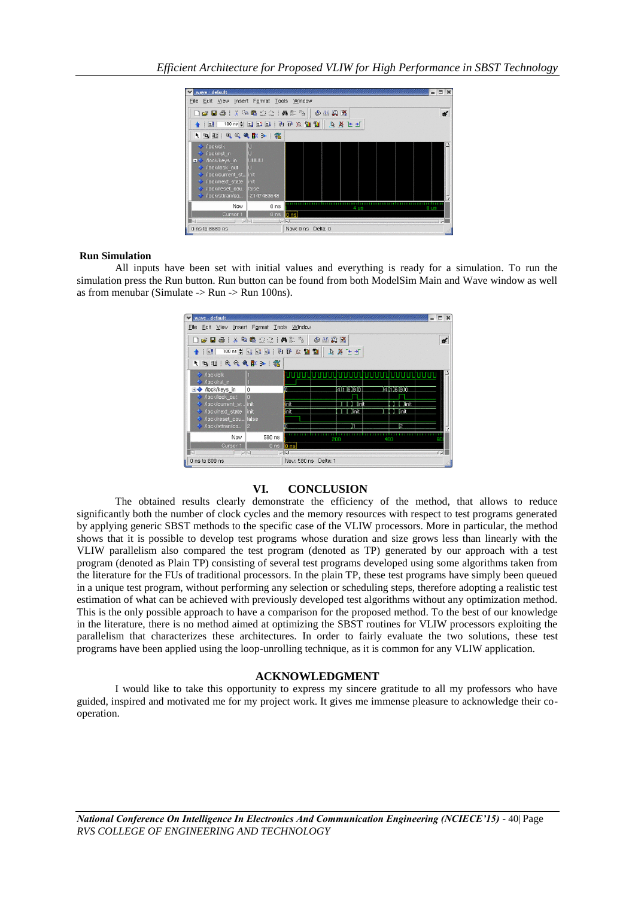**Run Simulation**

All inputs have been set with initial values and everything is ready for a simulation. To run the simulation press the Run button. Run button can be found from both ModelSim Main and Wave window as well as from menubar (Simulate -> Run -> Run 100ns).

## VI. CONCLUSION

The obtained results clearly demonstrate the efficiency of the method, that allows to reduce significantly both the number of clock cycles and the memory resources with respect to test programs generated by applying generic SBST methods to the specific case of the VLIW processors. More in particular, the method shows that it is possible to develop test programs whose duration and size grows less than linearly with the VLIW parallelism also compared the test program (denoted as TP) generated by our approach with a test program (denoted as Plain TP) consisting of several test programs developed using some algorithms taken from the literature for the FUs of traditional processors. In the plain TP, these test programs have simply been queued in a unique test program, without performing any selection or scheduling steps, therefore adopting a realistic test estimation of what can be achieved with previously developed test algorithms without any optimization method. This is the only possible approach to have a comparison for the proposed method. To the best of our knowledge in the literature, there is no method aimed at optimizing the SBST routines for VLIW processors exploiting the parallelism that characterizes these architectures. In order to fairly evaluate the two solutions, these test programs have been applied using the loop-unrolling technique, as it is common for any VLIW application.

## ACKNOWLEDGMENT

I would like to take this opportunity to express my sincere gratitude to all my professors who have guided, inspired and motivated me for my project work. It gives me immense pleasure to acknowledge their co-operation.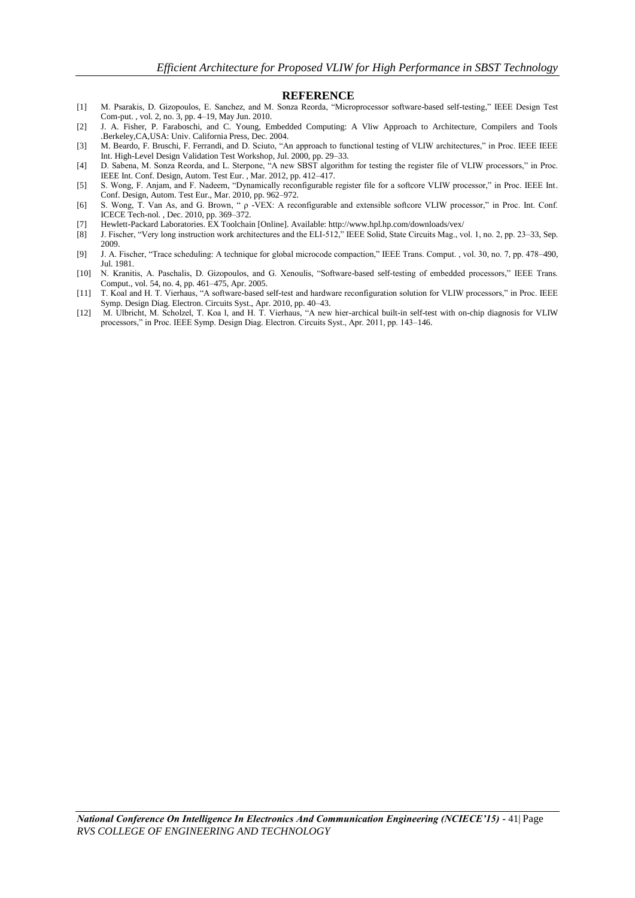## REFERENCE

[1] M. Psarakis, D. Gizopoulos, E. Sanchez, and M. Sonza Reorda, "Microprocessor software-based self-testing," IEEE Design Test Com-put. , vol. 2, no. 3, pp. 4–19, May Jun. 2010.

[2] J. A. Fisher, P. Faraboschi, and C. Young, Embedded Computing: A Vliw Approach to Architecture, Compilers and Tools .Berkeley,CA,USA: Univ. California Press, Dec. 2004.

[3] M. Beardo, F. Bruschi, F. Ferrandi, and D. Sciuto, "An approach to functional testing of VLIW architectures," in Proc. IEEE IEEE Int. High-Level Design Validation Test Workshop, Jul. 2000, pp. 29–33.

[4] D. Sabena, M. Sonza Reorda, and L. Sterpone, "A new SBST algorithm for testing the register file of VLIW processors," in Proc. IEEE Int. Conf. Design, Autom. Test Eur. , Mar. 2012, pp. 412–417.

[5] S. Wong, F. Anjam, and F. Nadeem, "Dynamically reconfigurable register file for a softcore VLIW processor," in Proc. IEEE Int. Conf. Design, Autom. Test Eur., Mar. 2010, pp. 962–972.

[6] S. Wong, T. Van As, and G. Brown, " ρ -VEX: A reconfigurable and extensible softcore VLIW processor," in Proc. Int. Conf. ICECE Tech-nol. , Dec. 2010, pp. 369–372.

[7] Hewlett-Packard Laboratories. EX Toolchain [Online]. Available: http://www.hpl.hp.com/downloads/vex/

[8] J. Fischer, "Very long instruction work architectures and the ELI-512," IEEE Solid, State Circuits Mag., vol. 1, no. 2, pp. 23–33, Sep. 2009.

[9] J. A. Fischer, "Trace scheduling: A technique for global microcode compaction," IEEE Trans. Comput. , vol. 30, no. 7, pp. 478–490, Jul. 1981.

[10] N. Kranitis, A. Paschalis, D. Gizopoulos, and G. Xenoulis, "Software-based self-testing of embedded processors," IEEE Trans. Comput., vol. 54, no. 4, pp. 461–475, Apr. 2005.

[11] T. Koal and H. T. Vierhaus, "A software-based self-test and hardware reconfiguration solution for VLIW processors," in Proc. IEEE Symp. Design Diag. Electron. Circuits Syst., Apr. 2010, pp. 40–43.

[12] M. Ulbricht, M. Scholzel, T. Koa l, and H. T. Vierhaus, "A new hier-archical built-in self-test with on-chip diagnosis for VLIW processors," in Proc. IEEE Symp. Design Diag. Electron. Circuits Syst., Apr. 2011, pp. 143–146.